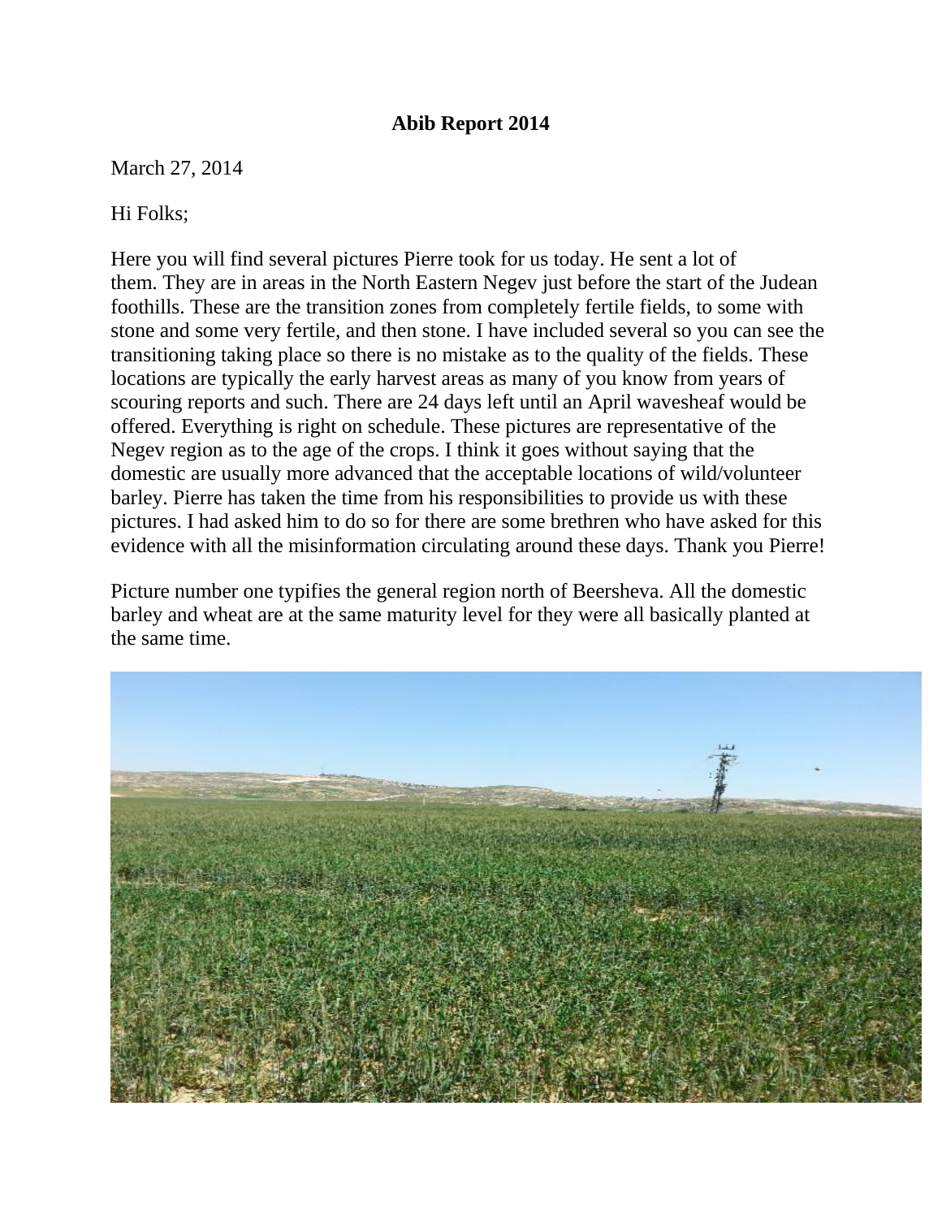**Abib Report 2014**

March 27, 2014

Hi Folks;

Here you will find several pictures Pierre took for us today. He sent a lot of them. They are in areas in the North Eastern Negev just before the start of the Judean foothills. These are the transition zones from completely fertile fields, to some with stone and some very fertile, and then stone. I have included several so you can see the transitioning taking place so there is no mistake as to the quality of the fields. These locations are typically the early harvest areas as many of you know from years of scouring reports and such. There are 24 days left until an April wavesheaf would be offered. Everything is right on schedule. These pictures are representative of the Negev region as to the age of the crops. I think it goes without saying that the domestic are usually more advanced that the acceptable locations of wild/volunteer barley. Pierre has taken the time from his responsibilities to provide us with these pictures. I had asked him to do so for there are some brethren who have asked for this evidence with all the misinformation circulating around these days. Thank you Pierre!

Picture number one typifies the general region north of Beersheva. All the domestic barley and wheat are at the same maturity level for they were all basically planted at the same time.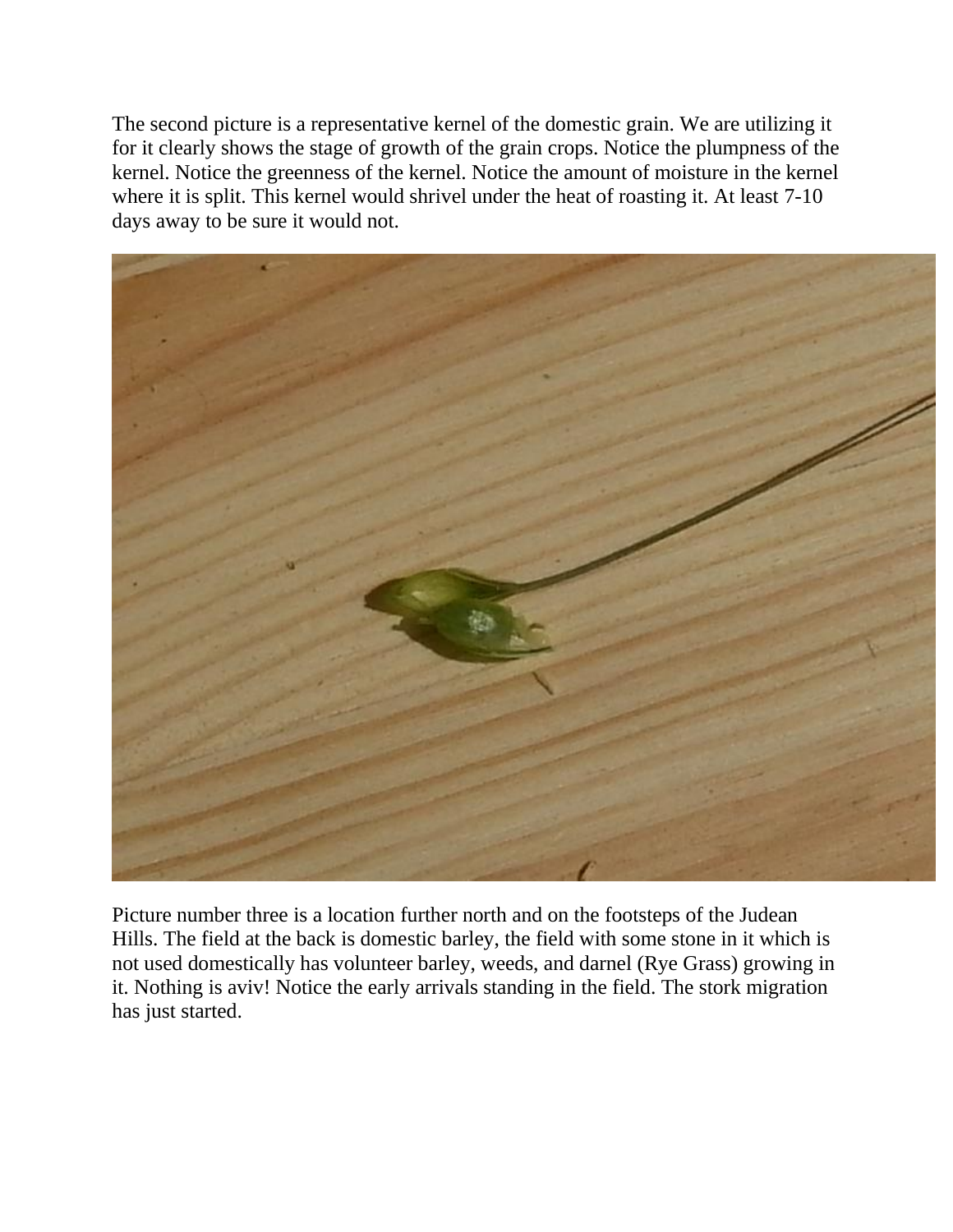The second picture is a representative kernel of the domestic grain. We are utilizing it for it clearly shows the stage of growth of the grain crops. Notice the plumpness of the kernel. Notice the greenness of the kernel. Notice the amount of moisture in the kernel where it is split. This kernel would shrivel under the heat of roasting it. At least 7-10 days away to be sure it would not.

Picture number three is a location further north and on the footsteps of the Judean Hills. The field at the back is domestic barley, the field with some stone in it which is not used domestically has volunteer barley, weeds, and darnel (Rye Grass) growing in it. Nothing is aviv! Notice the early arrivals standing in the field. The stork migration has just started.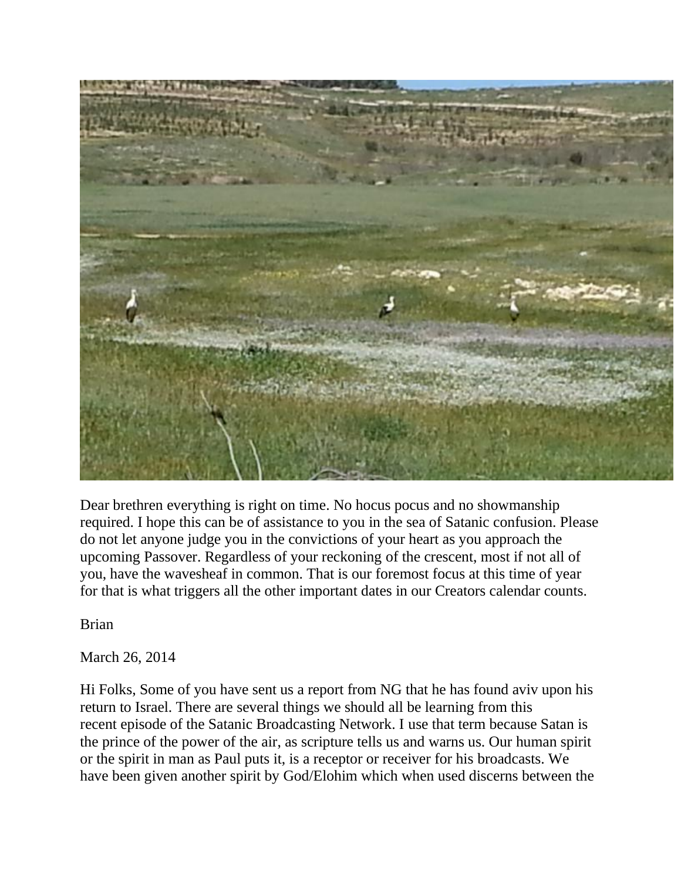Dear brethren everything is right on time. No hocus pocus and no showmanship required. I hope this can be of assistance to you in the sea of Satanic confusion. Please do not let anyone judge you in the convictions of your heart as you approach the upcoming Passover. Regardless of your reckoning of the crescent, most if not all of you, have the wavesheaf in common. That is our foremost focus at this time of year for that is what triggers all the other important dates in our Creators calendar counts.

Brian

March 26, 2014

Hi Folks, Some of you have sent us a report from NG that he has found aviv upon his return to Israel. There are several things we should all be learning from this recent episode of the Satanic Broadcasting Network. I use that term because Satan is the prince of the power of the air, as scripture tells us and warns us. Our human spirit or the spirit in man as Paul puts it, is a receptor or receiver for his broadcasts. We have been given another spirit by God/Elohim which when used discerns between the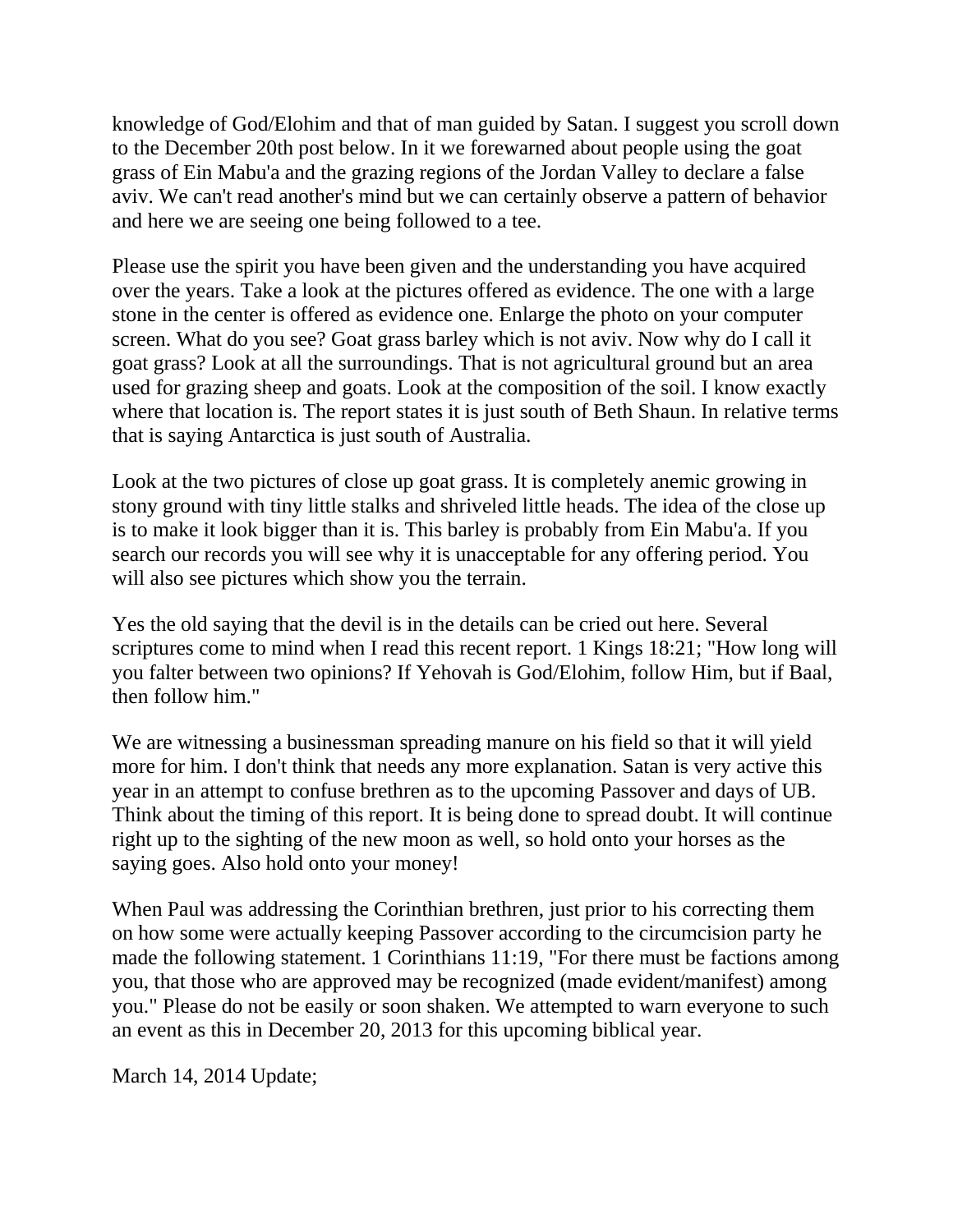knowledge of God/Elohim and that of man guided by Satan. I suggest you scroll down to the December 20th post below. In it we forewarned about people using the goat grass of Ein Mabu'a and the grazing regions of the Jordan Valley to declare a false aviv. We can't read another's mind but we can certainly observe a pattern of behavior and here we are seeing one being followed to a tee.

Please use the spirit you have been given and the understanding you have acquired over the years. Take a look at the pictures offered as evidence. The one with a large stone in the center is offered as evidence one. Enlarge the photo on your computer screen. What do you see? Goat grass barley which is not aviv. Now why do I call it goat grass? Look at all the surroundings. That is not agricultural ground but an area used for grazing sheep and goats. Look at the composition of the soil. I know exactly where that location is. The report states it is just south of Beth Shaun. In relative terms that is saying Antarctica is just south of Australia.

Look at the two pictures of close up goat grass. It is completely anemic growing in stony ground with tiny little stalks and shriveled little heads. The idea of the close up is to make it look bigger than it is. This barley is probably from Ein Mabu'a. If you search our records you will see why it is unacceptable for any offering period. You will also see pictures which show you the terrain.

Yes the old saying that the devil is in the details can be cried out here. Several scriptures come to mind when I read this recent report. 1 Kings 18:21; "How long will you falter between two opinions? If Yehovah is God/Elohim, follow Him, but if Baal, then follow him."

We are witnessing a businessman spreading manure on his field so that it will yield more for him. I don't think that needs any more explanation. Satan is very active this year in an attempt to confuse brethren as to the upcoming Passover and days of UB. Think about the timing of this report. It is being done to spread doubt. It will continue right up to the sighting of the new moon as well, so hold onto your horses as the saying goes. Also hold onto your money!

When Paul was addressing the Corinthian brethren, just prior to his correcting them on how some were actually keeping Passover according to the circumcision party he made the following statement. 1 Corinthians 11:19, "For there must be factions among you, that those who are approved may be recognized (made evident/manifest) among you." Please do not be easily or soon shaken. We attempted to warn everyone to such an event as this in December 20, 2013 for this upcoming biblical year.

March 14, 2014 Update;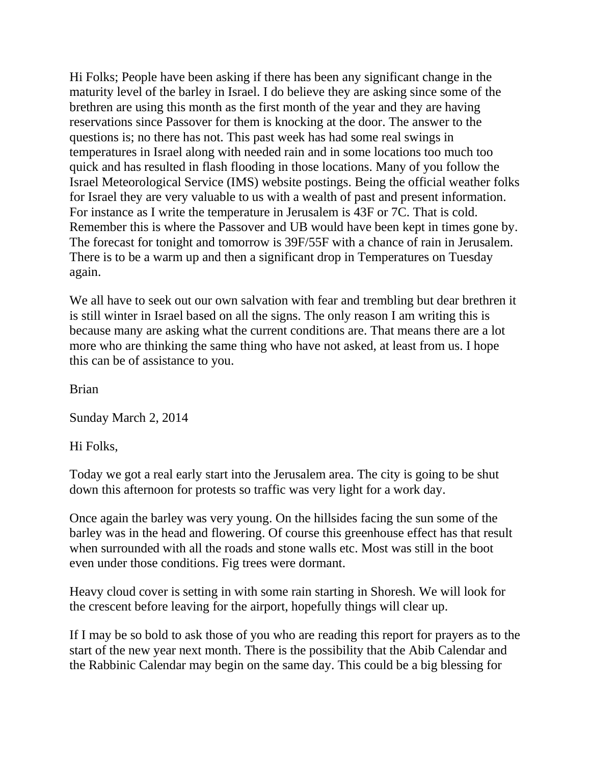Hi Folks; People have been asking if there has been any significant change in the maturity level of the barley in Israel. I do believe they are asking since some of the brethren are using this month as the first month of the year and they are having reservations since Passover for them is knocking at the door. The answer to the questions is; no there has not. This past week has had some real swings in temperatures in Israel along with needed rain and in some locations too much too quick and has resulted in flash flooding in those locations. Many of you follow the Israel Meteorological Service (IMS) website postings. Being the official weather folks for Israel they are very valuable to us with a wealth of past and present information. For instance as I write the temperature in Jerusalem is 43F or 7C. That is cold. Remember this is where the Passover and UB would have been kept in times gone by. The forecast for tonight and tomorrow is 39F/55F with a chance of rain in Jerusalem. There is to be a warm up and then a significant drop in Temperatures on Tuesday again.

We all have to seek out our own salvation with fear and trembling but dear brethren it is still winter in Israel based on all the signs. The only reason I am writing this is because many are asking what the current conditions are. That means there are a lot more who are thinking the same thing who have not asked, at least from us. I hope this can be of assistance to you.

Brian

Sunday March 2, 2014

Hi Folks,

Today we got a real early start into the Jerusalem area. The city is going to be shut down this afternoon for protests so traffic was very light for a work day.

Once again the barley was very young. On the hillsides facing the sun some of the barley was in the head and flowering. Of course this greenhouse effect has that result when surrounded with all the roads and stone walls etc. Most was still in the boot even under those conditions. Fig trees were dormant.

Heavy cloud cover is setting in with some rain starting in Shoresh. We will look for the crescent before leaving for the airport, hopefully things will clear up.

If I may be so bold to ask those of you who are reading this report for prayers as to the start of the new year next month. There is the possibility that the Abib Calendar and the Rabbinic Calendar may begin on the same day. This could be a big blessing for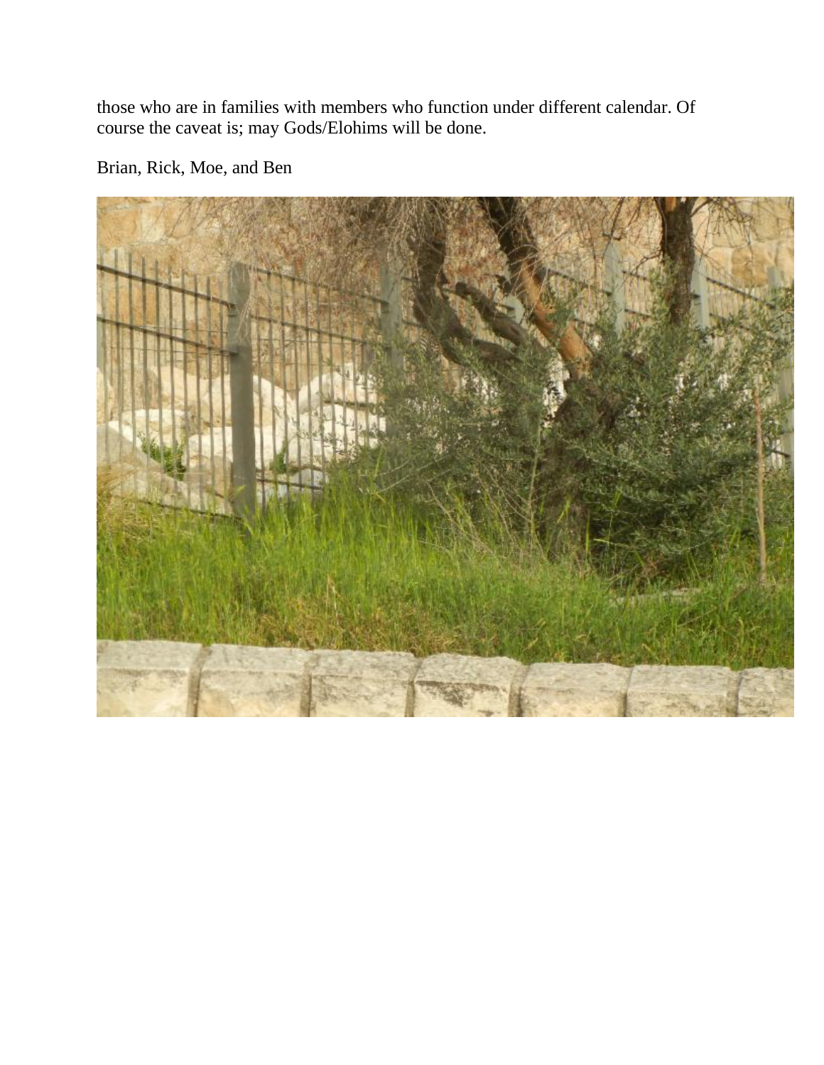those who are in families with members who function under different calendar. Of course the caveat is; may Gods/Elohims will be done.

Brian, Rick, Moe, and Ben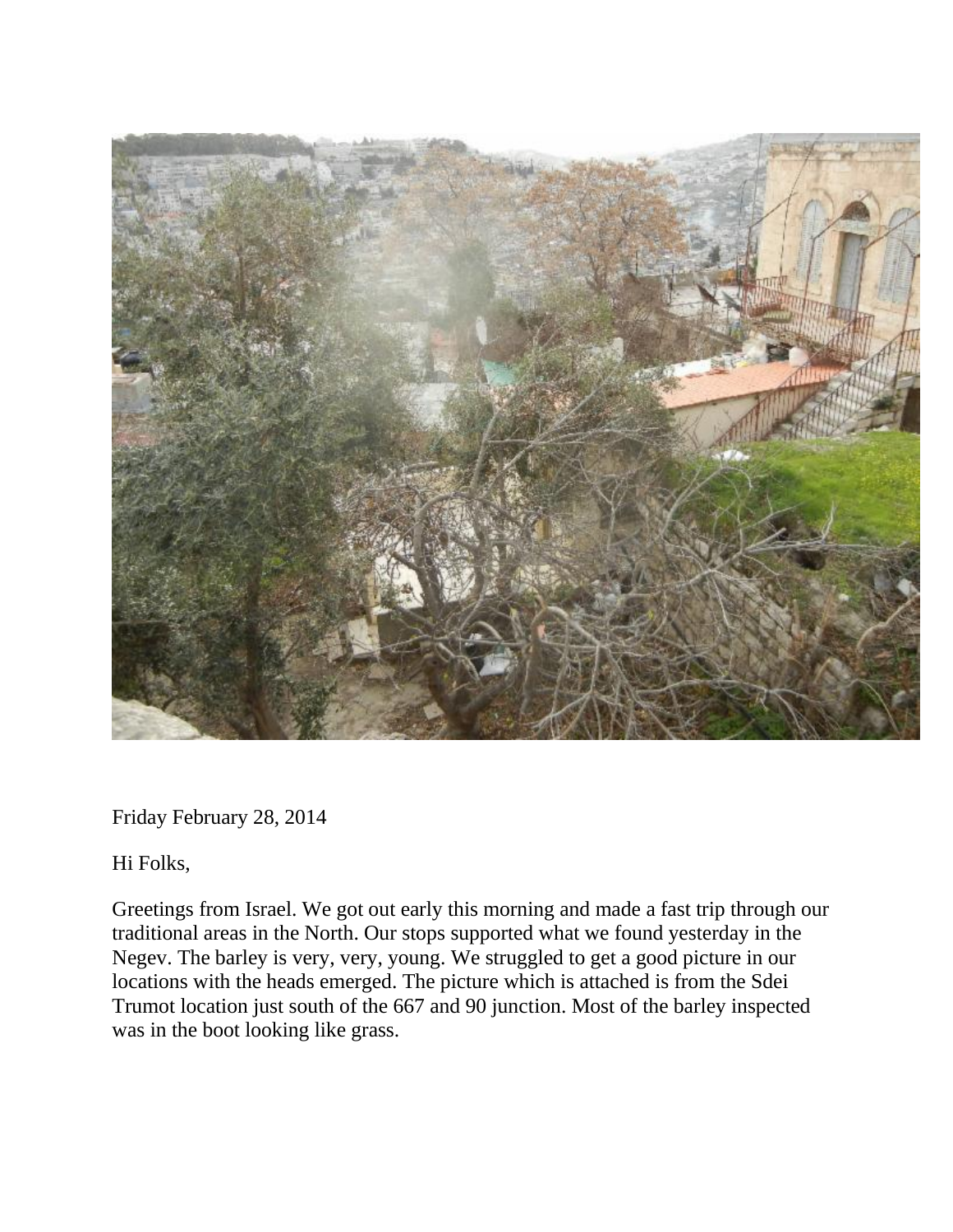Friday February 28, 2014

Hi Folks,

Greetings from Israel. We got out early this morning and made a fast trip through our traditional areas in the North. Our stops supported what we found yesterday in the Negev. The barley is very, very, young. We struggled to get a good picture in our locations with the heads emerged. The picture which is attached is from the Sdei Trumot location just south of the 667 and 90 junction. Most of the barley inspected was in the boot looking like grass.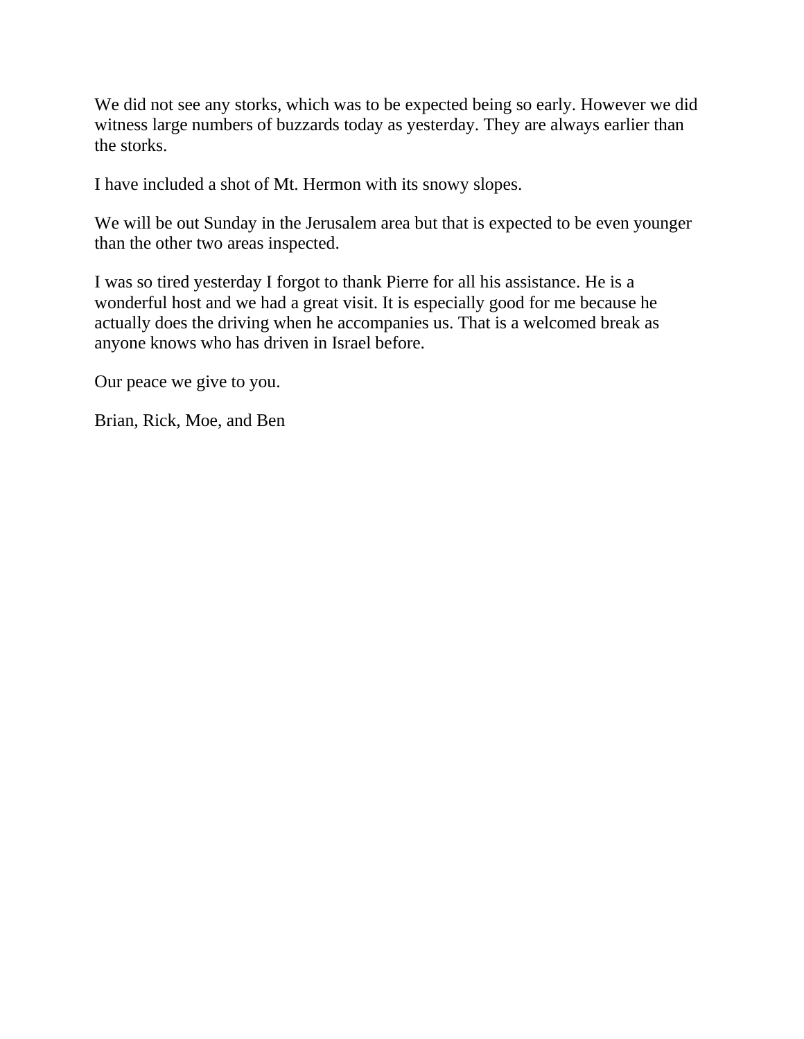We did not see any storks, which was to be expected being so early. However we did witness large numbers of buzzards today as yesterday. They are always earlier than the storks.

I have included a shot of Mt. Hermon with its snowy slopes.

We will be out Sunday in the Jerusalem area but that is expected to be even younger than the other two areas inspected.

I was so tired yesterday I forgot to thank Pierre for all his assistance. He is a wonderful host and we had a great visit. It is especially good for me because he actually does the driving when he accompanies us. That is a welcomed break as anyone knows who has driven in Israel before.

Our peace we give to you.

Brian, Rick, Moe, and Ben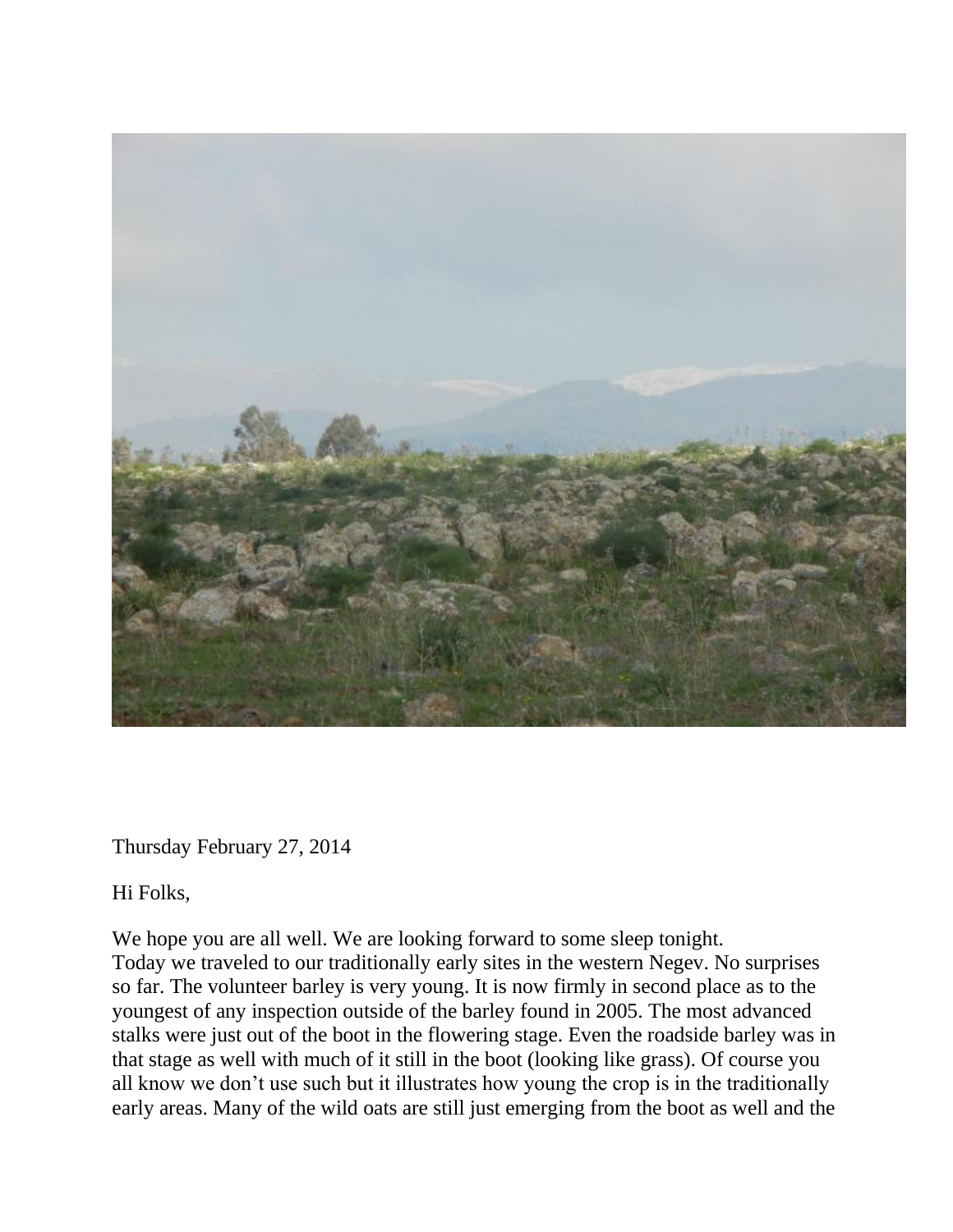Thursday February 27, 2014

Hi Folks,

We hope you are all well. We are looking forward to some sleep tonight.
Today we traveled to our traditionally early sites in the western Negev. No surprises so far. The volunteer barley is very young. It is now firmly in second place as to the youngest of any inspection outside of the barley found in 2005. The most advanced stalks were just out of the boot in the flowering stage. Even the roadside barley was in that stage as well with much of it still in the boot (looking like grass). Of course you all know we don't use such but it illustrates how young the crop is in the traditionally early areas. Many of the wild oats are still just emerging from the boot as well and the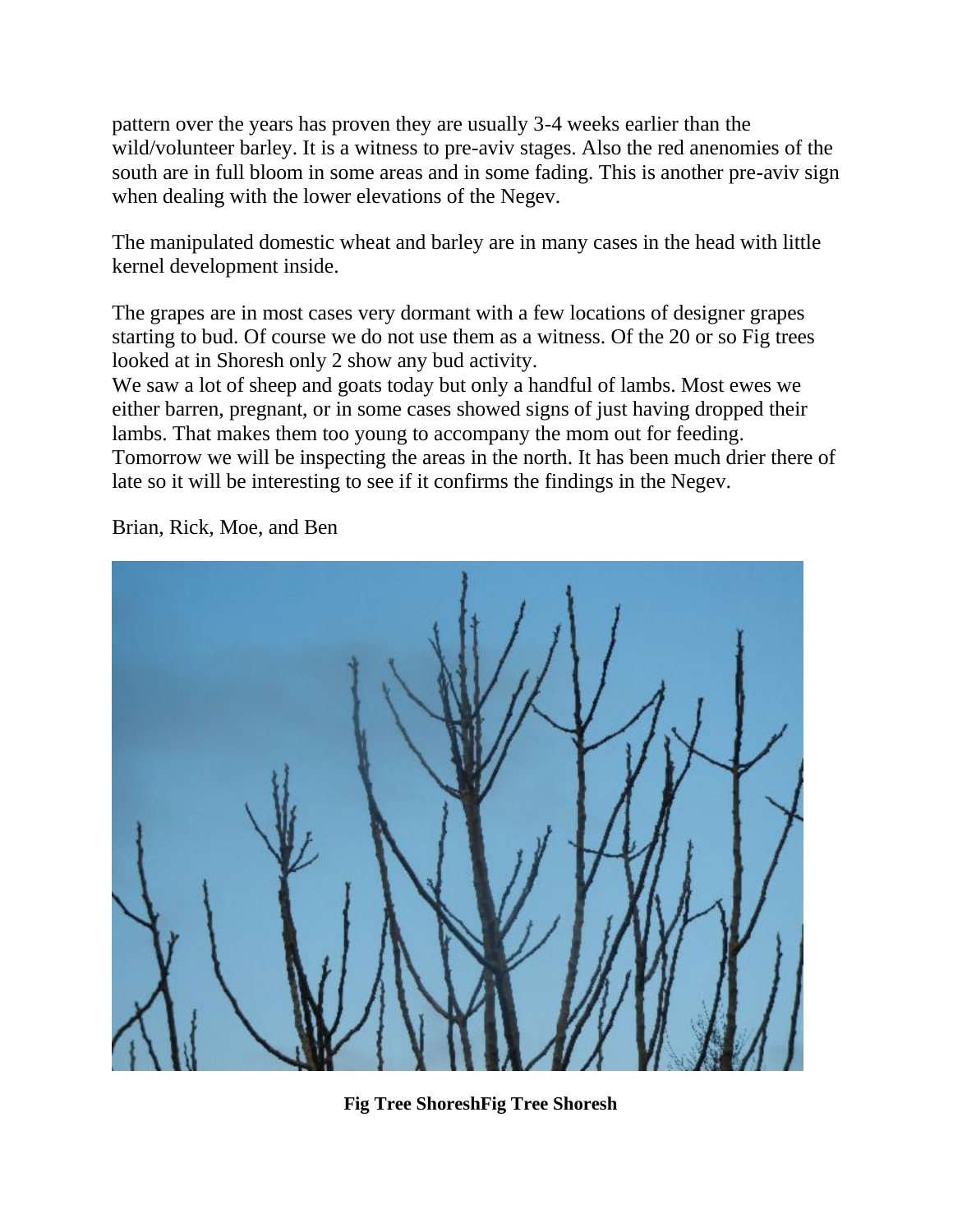pattern over the years has proven they are usually 3-4 weeks earlier than the wild/volunteer barley. It is a witness to pre-aviv stages. Also the red anenomies of the south are in full bloom in some areas and in some fading. This is another pre-aviv sign when dealing with the lower elevations of the Negev.

The manipulated domestic wheat and barley are in many cases in the head with little kernel development inside.

The grapes are in most cases very dormant with a few locations of designer grapes starting to bud. Of course we do not use them as a witness. Of the 20 or so Fig trees looked at in Shoresh only 2 show any bud activity.
We saw a lot of sheep and goats today but only a handful of lambs. Most ewes we either barren, pregnant, or in some cases showed signs of just having dropped their lambs. That makes them too young to accompany the mom out for feeding.
Tomorrow we will be inspecting the areas in the north. It has been much drier there of late so it will be interesting to see if it confirms the findings in the Negev.

Brian, Rick, Moe, and Ben

**Fig Tree ShoreshFig Tree Shoresh**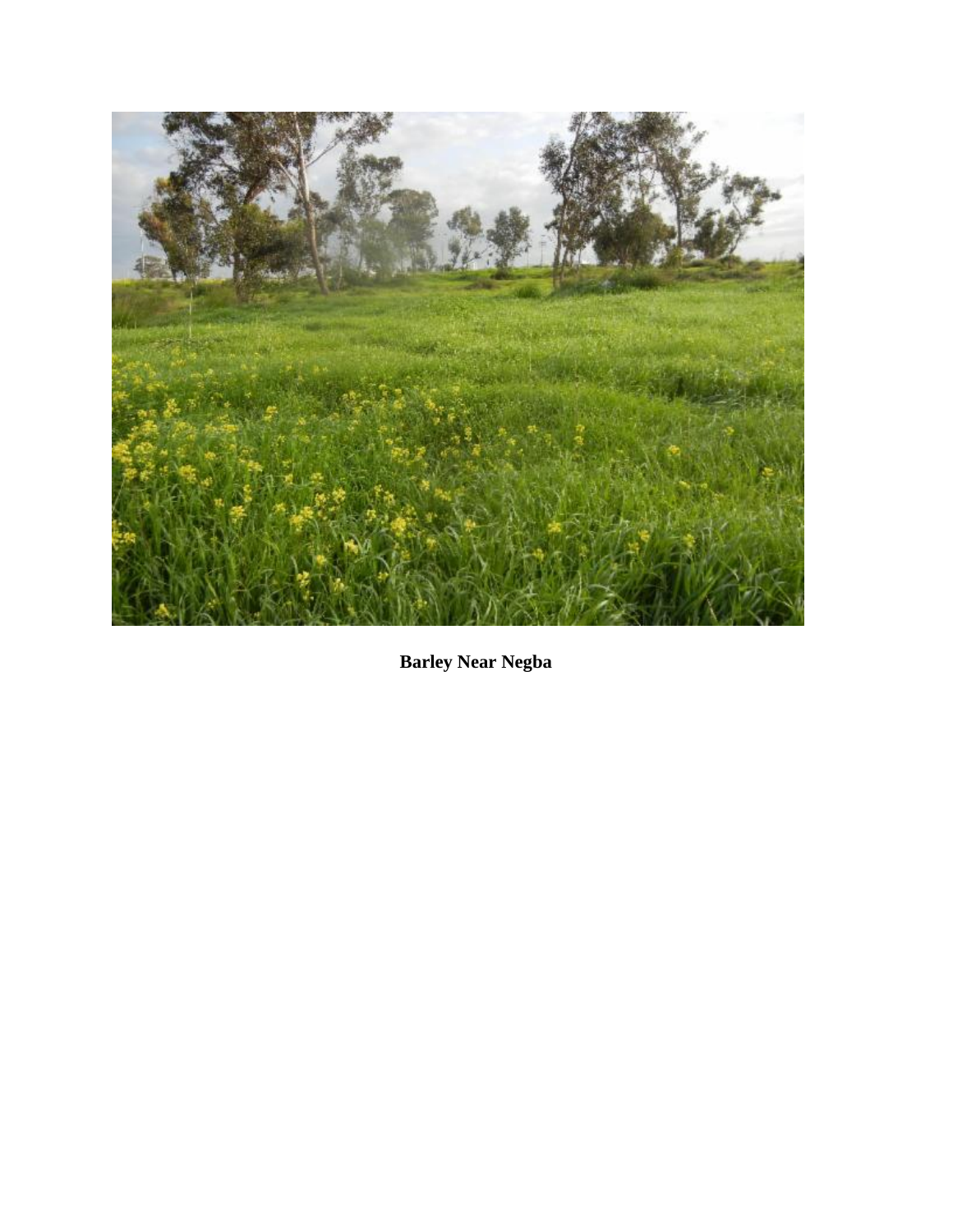**Barley Near Negba**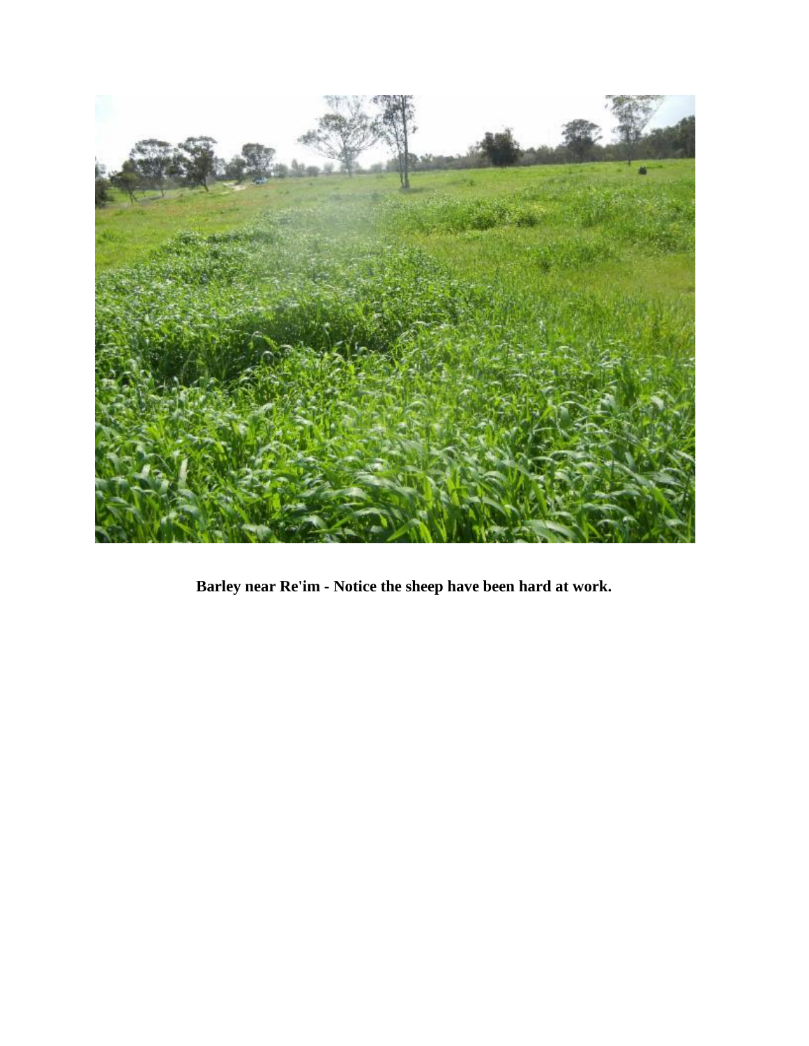**Barley near Re'im - Notice the sheep have been hard at work.**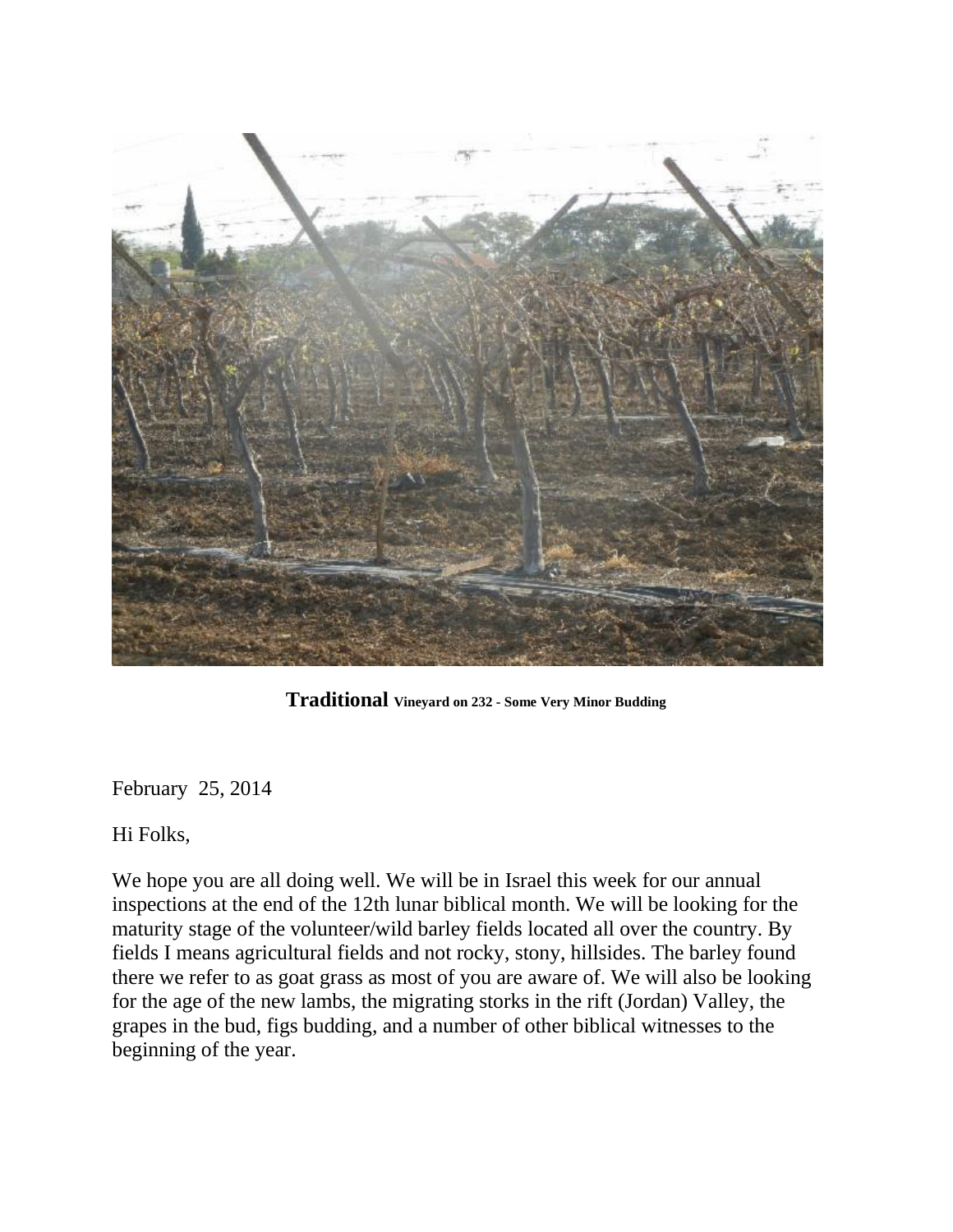**Traditional Vineyard on 232 - Some Very Minor Budding**

February 25, 2014

Hi Folks,

We hope you are all doing well. We will be in Israel this week for our annual inspections at the end of the 12th lunar biblical month. We will be looking for the maturity stage of the volunteer/wild barley fields located all over the country. By fields I means agricultural fields and not rocky, stony, hillsides. The barley found there we refer to as goat grass as most of you are aware of. We will also be looking for the age of the new lambs, the migrating storks in the rift (Jordan) Valley, the grapes in the bud, figs budding, and a number of other biblical witnesses to the beginning of the year.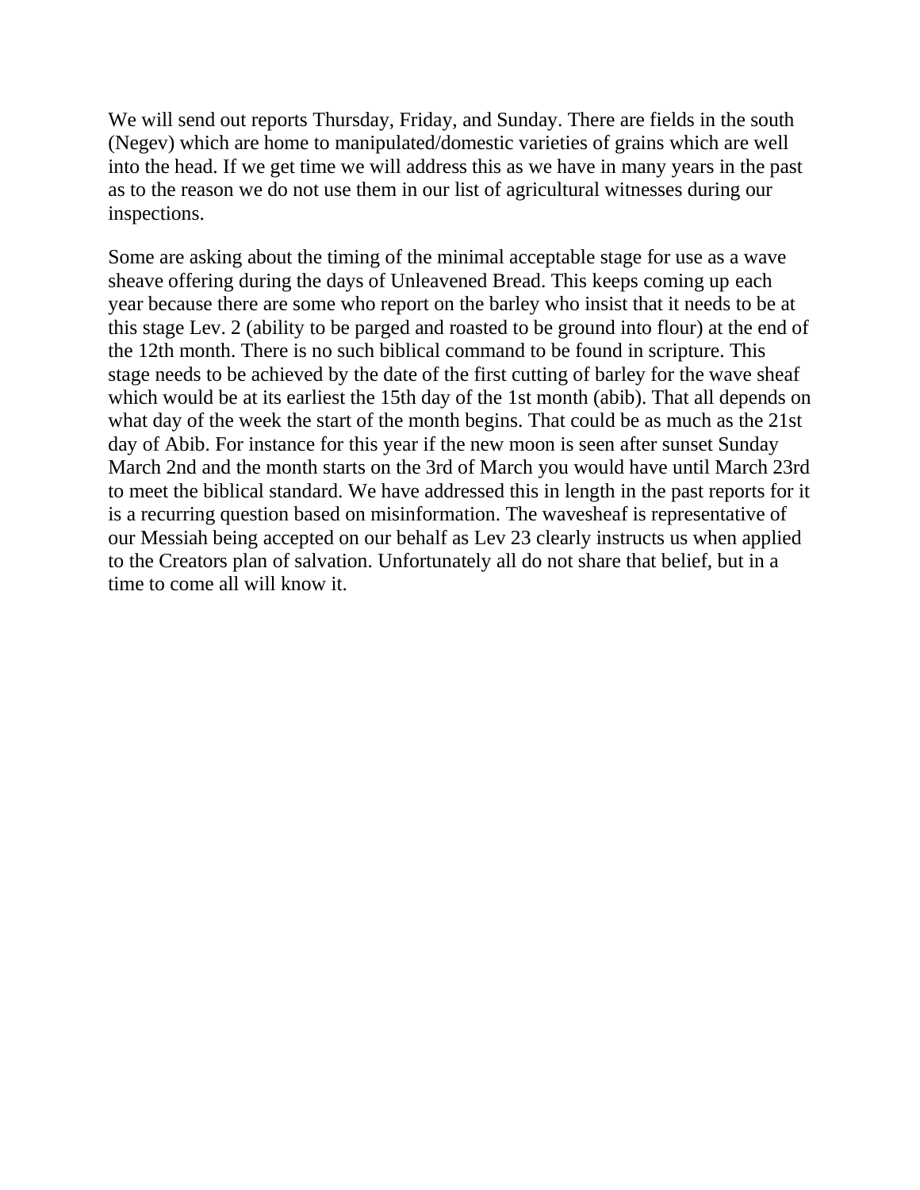We will send out reports Thursday, Friday, and Sunday. There are fields in the south (Negev) which are home to manipulated/domestic varieties of grains which are well into the head. If we get time we will address this as we have in many years in the past as to the reason we do not use them in our list of agricultural witnesses during our inspections.

Some are asking about the timing of the minimal acceptable stage for use as a wave sheave offering during the days of Unleavened Bread. This keeps coming up each year because there are some who report on the barley who insist that it needs to be at this stage Lev. 2 (ability to be parged and roasted to be ground into flour) at the end of the 12th month. There is no such biblical command to be found in scripture. This stage needs to be achieved by the date of the first cutting of barley for the wave sheaf which would be at its earliest the 15th day of the 1st month (abib). That all depends on what day of the week the start of the month begins. That could be as much as the 21st day of Abib. For instance for this year if the new moon is seen after sunset Sunday March 2nd and the month starts on the 3rd of March you would have until March 23rd to meet the biblical standard. We have addressed this in length in the past reports for it is a recurring question based on misinformation. The wavesheaf is representative of our Messiah being accepted on our behalf as Lev 23 clearly instructs us when applied to the Creators plan of salvation. Unfortunately all do not share that belief, but in a time to come all will know it.